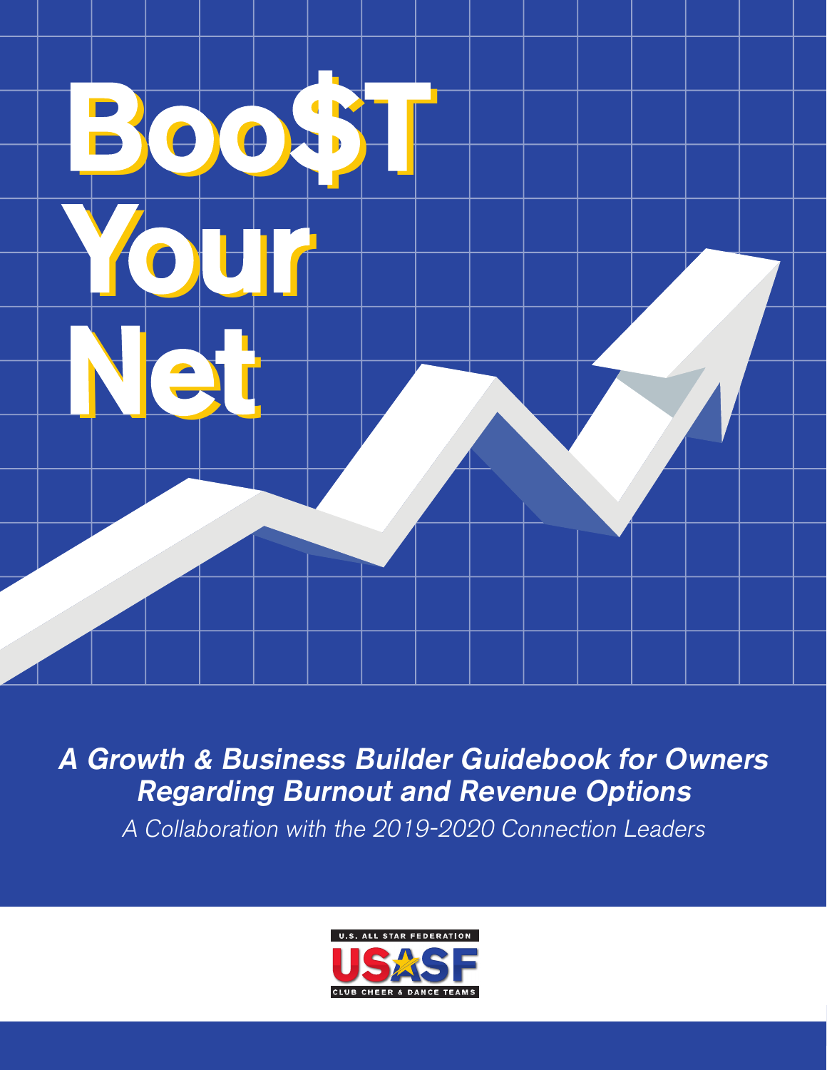# Boo$T Your Net

***A Growth & Business Builder Guidebook for Owners Regarding Burnout and Revenue Options***

*A Collaboration with the 2019-2020 Connection Leaders*

U.S. ALL STAR FEDERATION
USASF
CLUB CHEER & DANCE TEAMS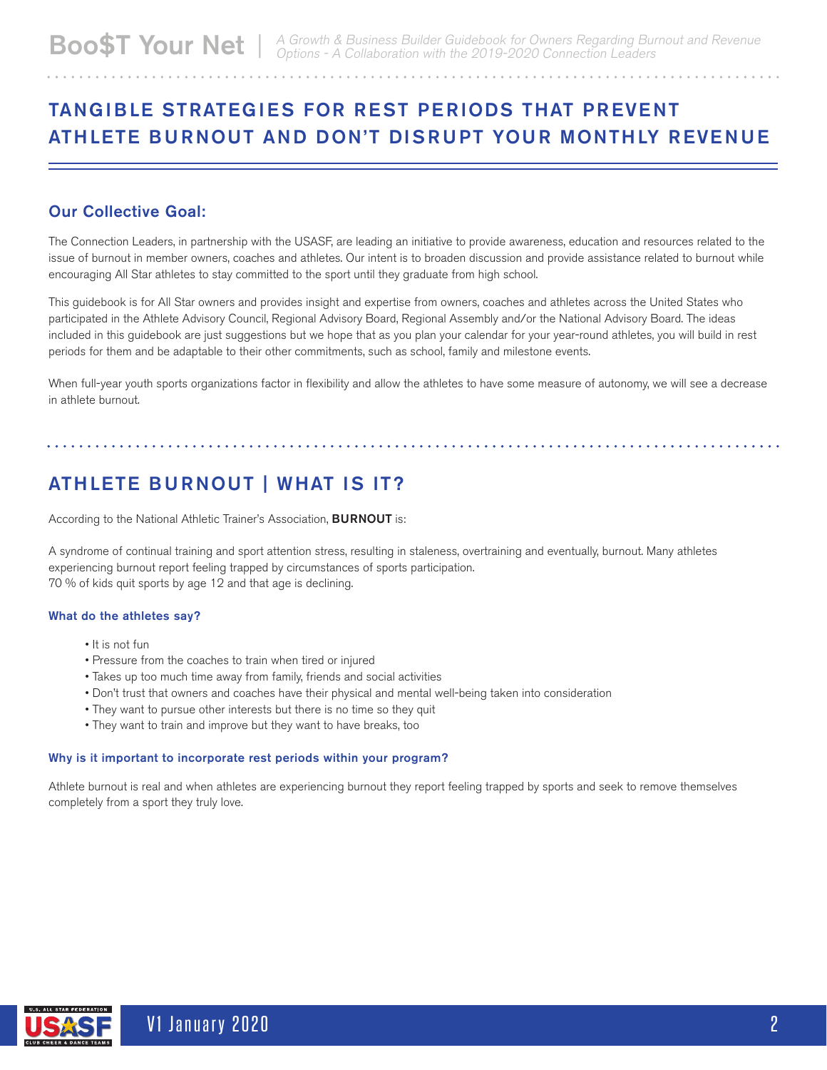## TANGIBLE STRATEGIES FOR REST PERIODS THAT PREVENT ATHLETE BURNOUT AND DON'T DISRUPT YOUR MONTHLY REVENUE

### Our Collective Goal:

The Connection Leaders, in partnership with the USASF, are leading an initiative to provide awareness, education and resources related to the issue of burnout in member owners, coaches and athletes. Our intent is to broaden discussion and provide assistance related to burnout while encouraging All Star athletes to stay committed to the sport until they graduate from high school.

This guidebook is for All Star owners and provides insight and expertise from owners, coaches and athletes across the United States who participated in the Athlete Advisory Council, Regional Advisory Board, Regional Assembly and/or the National Advisory Board. The ideas included in this guidebook are just suggestions but we hope that as you plan your calendar for your year-round athletes, you will build in rest periods for them and be adaptable to their other commitments, such as school, family and milestone events.

When full-year youth sports organizations factor in flexibility and allow the athletes to have some measure of autonomy, we will see a decrease in athlete burnout.

## ATHLETE BURNOUT | WHAT IS IT?

According to the National Athletic Trainer's Association, **BURNOUT** is:

A syndrome of continual training and sport attention stress, resulting in staleness, overtraining and eventually, burnout. Many athletes experiencing burnout report feeling trapped by circumstances of sports participation.
70 % of kids quit sports by age 12 and that age is declining.

#### What do the athletes say?

- It is not fun
- Pressure from the coaches to train when tired or injured
- Takes up too much time away from family, friends and social activities
- Don't trust that owners and coaches have their physical and mental well-being taken into consideration
- They want to pursue other interests but there is no time so they quit
- They want to train and improve but they want to have breaks, too

#### Why is it important to incorporate rest periods within your program?

Athlete burnout is real and when athletes are experiencing burnout they report feeling trapped by sports and seek to remove themselves completely from a sport they truly love.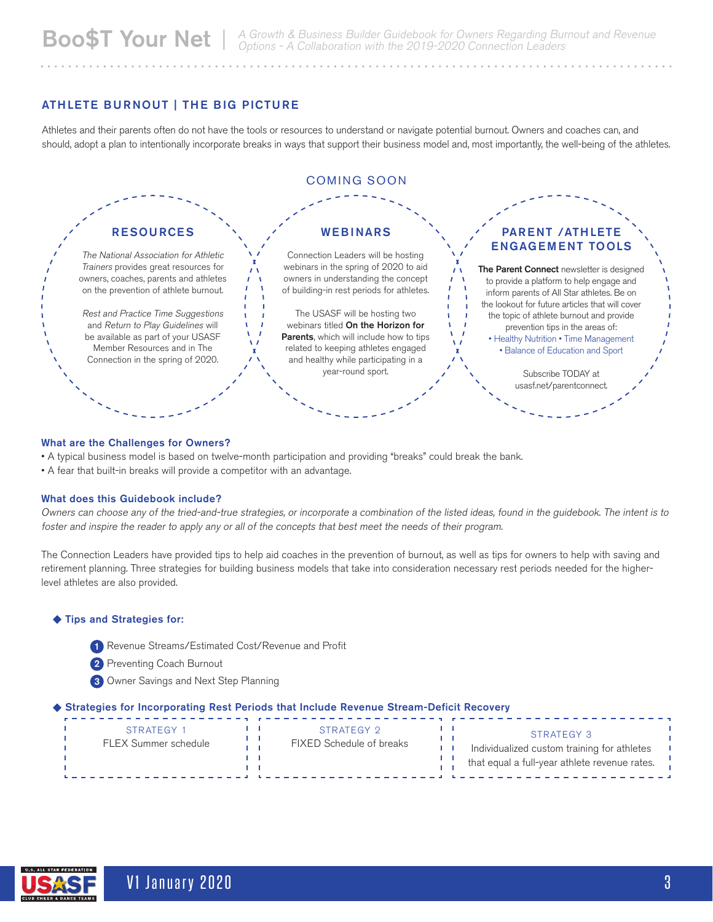## ATHLETE BURNOUT | THE BIG PICTURE

Athletes and their parents often do not have the tools or resources to understand or navigate potential burnout. Owners and coaches can, and should, adopt a plan to intentionally incorporate breaks in ways that support their business model and, most importantly, the well-being of the athletes.

### RESOURCES

*The National Association for Athletic Trainers* provides great resources for owners, coaches, parents and athletes on the prevention of athlete burnout.

*Rest and Practice Time Suggestions* and *Return to Play Guidelines* will be available as part of your USASF Member Resources and in The Connection in the spring of 2020.

### COMING SOON

### WEBINARS

Connection Leaders will be hosting webinars in the spring of 2020 to aid owners in understanding the concept of building-in rest periods for athletes.

The USASF will be hosting two webinars titled **On the Horizon for Parents**, which will include how to tips related to keeping athletes engaged and healthy while participating in a year-round sport.

### PARENT /ATHLETE ENGAGEMENT TOOLS

**The Parent Connect** newsletter is designed to provide a platform to help engage and inform parents of All Star athletes. Be on the lookout for future articles that will cover the topic of athlete burnout and provide prevention tips in the areas of:

- Healthy Nutrition
- Time Management
- Balance of Education and Sport

Subscribe TODAY at usasf.net/parentconnect.

### What are the Challenges for Owners?

- A typical business model is based on twelve-month participation and providing "breaks" could break the bank.
- A fear that built-in breaks will provide a competitor with an advantage.

### What does this Guidebook include?

*Owners can choose any of the tried-and-true strategies, or incorporate a combination of the listed ideas, found in the guidebook. The intent is to foster and inspire the reader to apply any or all of the concepts that best meet the needs of their program.*

The Connection Leaders have provided tips to help aid coaches in the prevention of burnout, as well as tips for owners to help with saving and retirement planning. Three strategies for building business models that take into consideration necessary rest periods needed for the higher-level athletes are also provided.

### ◆ Tips and Strategies for:

1. Revenue Streams/Estimated Cost/Revenue and Profit
2. Preventing Coach Burnout
3. Owner Savings and Next Step Planning

### ◆ Strategies for Incorporating Rest Periods that Include Revenue Stream-Deficit Recovery

| STRATEGY 1 | STRATEGY 2 | STRATEGY 3 |
|---|---|---|
| FLEX Summer schedule | FIXED Schedule of breaks | Individualized custom training for athletes that equal a full-year athlete revenue rates. |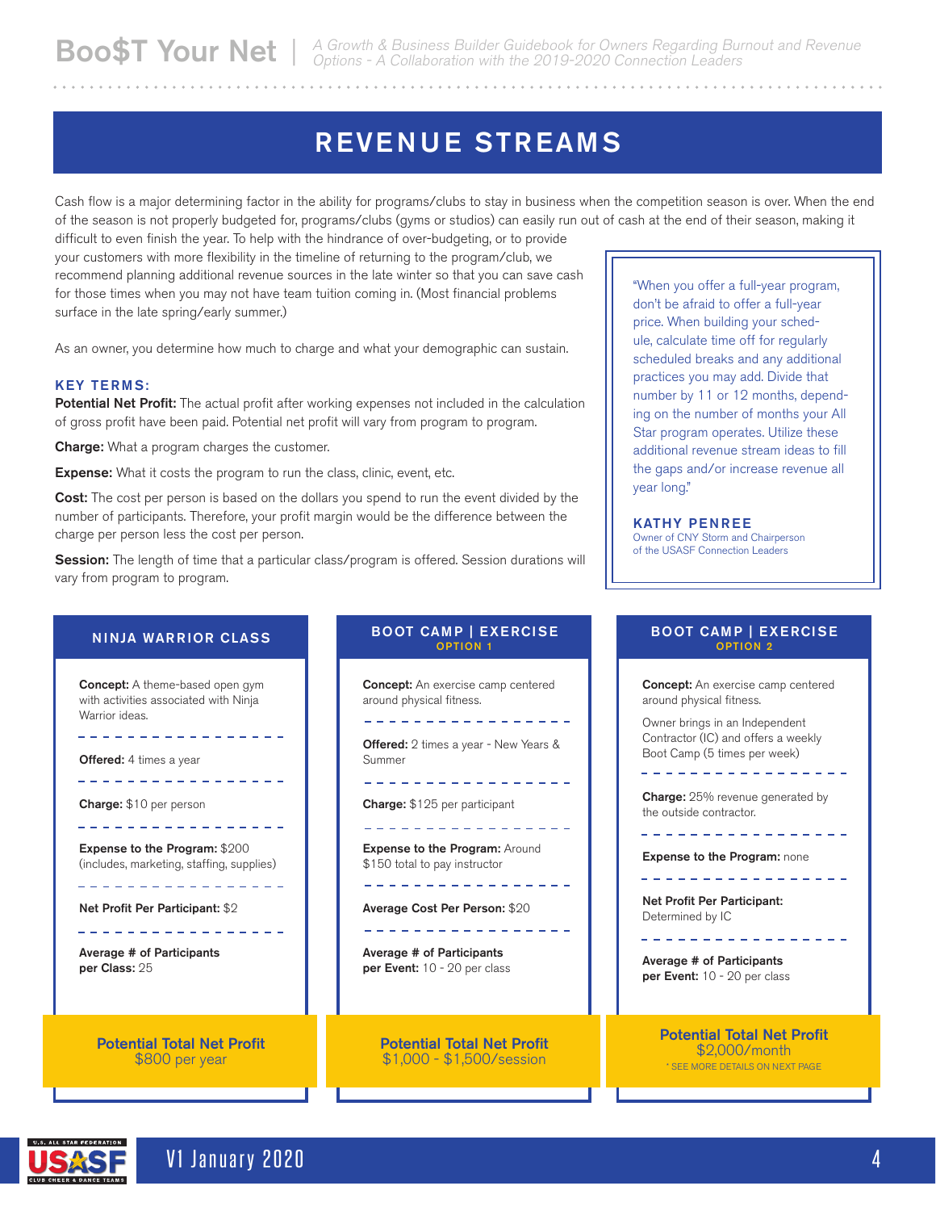# REVENUE STREAMS

Cash flow is a major determining factor in the ability for programs/clubs to stay in business when the competition season is over. When the end of the season is not properly budgeted for, programs/clubs (gyms or studios) can easily run out of cash at the end of their season, making it difficult to even finish the year. To help with the hindrance of over-budgeting, or to provide your customers with more flexibility in the timeline of returning to the program/club, we recommend planning additional revenue sources in the late winter so that you can save cash for those times when you may not have team tuition coming in. (Most financial problems surface in the late spring/early summer.)

As an owner, you determine how much to charge and what your demographic can sustain.

> "When you offer a full-year program, don't be afraid to offer a full-year price. When building your schedule, calculate time off for regularly scheduled breaks and any additional practices you may add. Divide that number by 11 or 12 months, depending on the number of months your All Star program operates. Utilize these additional revenue stream ideas to fill the gaps and/or increase revenue all year long."
>
> **KATHY PENREE**
> Owner of CNY Storm and Chairperson of the USASF Connection Leaders

### KEY TERMS:

**Potential Net Profit:** The actual profit after working expenses not included in the calculation of gross profit have been paid. Potential net profit will vary from program to program.

**Charge:** What a program charges the customer.

**Expense:** What it costs the program to run the class, clinic, event, etc.

**Cost:** The cost per person is based on the dollars you spend to run the event divided by the number of participants. Therefore, your profit margin would be the difference between the charge per person less the cost per person.

**Session:** The length of time that a particular class/program is offered. Session durations will vary from program to program.

## NINJA WARRIOR CLASS

**Concept:** A theme-based open gym with activities associated with Ninja Warrior ideas.

**Offered:** 4 times a year

**Charge:** $10 per person

**Expense to the Program:** $200 (includes, marketing, staffing, supplies)

**Net Profit Per Participant:** $2

**Average # of Participants per Class:** 25

**Potential Total Net Profit**
$800 per year

## BOOT CAMP | EXERCISE
### OPTION 1

**Concept:** An exercise camp centered around physical fitness.

**Offered:** 2 times a year - New Years & Summer

**Charge:** $125 per participant

**Expense to the Program:** Around $150 total to pay instructor

**Average Cost Per Person:** $20

**Average # of Participants per Event:** 10 - 20 per class

**Potential Total Net Profit**
$1,000 - $1,500/session

## BOOT CAMP | EXERCISE
### OPTION 2

**Concept:** An exercise camp centered around physical fitness.

Owner brings in an Independent Contractor (IC) and offers a weekly Boot Camp (5 times per week)

**Charge:** 25% revenue generated by the outside contractor.

**Expense to the Program:** none

**Net Profit Per Participant:** Determined by IC

**Average # of Participants per Event:** 10 - 20 per class

**Potential Total Net Profit**
$2,000/month
* SEE MORE DETAILS ON NEXT PAGE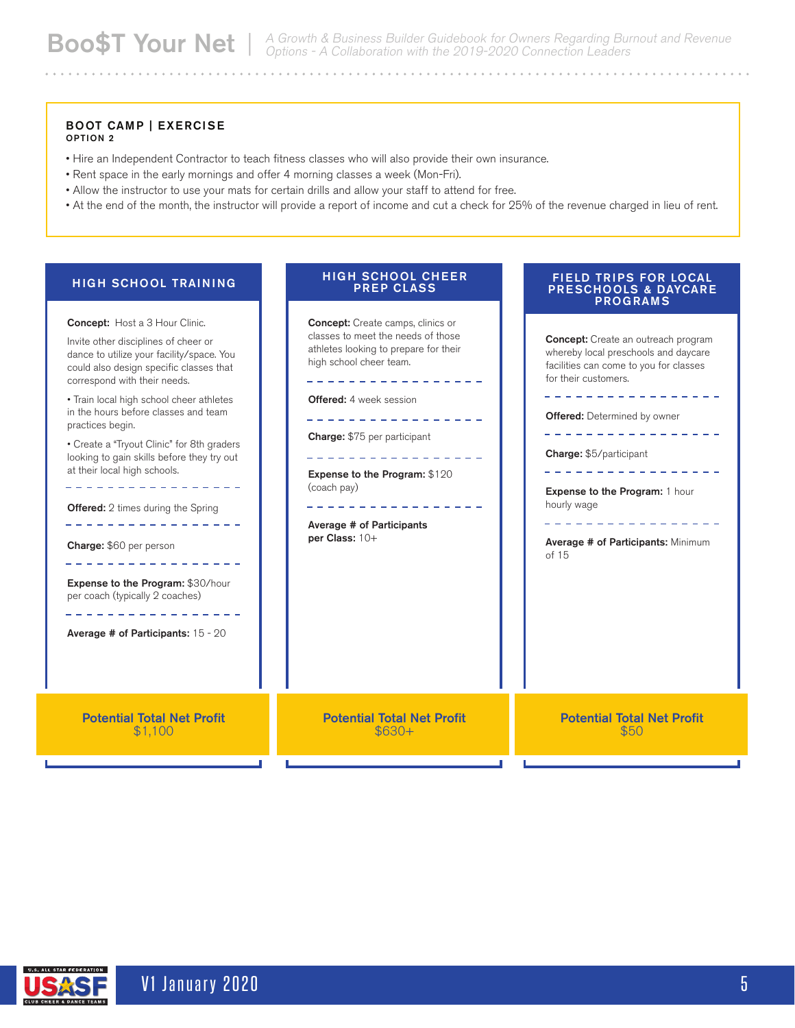**BOOT CAMP | EXERCISE**
**OPTION 2**

- Hire an Independent Contractor to teach fitness classes who will also provide their own insurance.
- Rent space in the early mornings and offer 4 morning classes a week (Mon-Fri).
- Allow the instructor to use your mats for certain drills and allow your staff to attend for free.
- At the end of the month, the instructor will provide a report of income and cut a check for 25% of the revenue charged in lieu of rent.

## HIGH SCHOOL TRAINING

**Concept:** Host a 3 Hour Clinic.

Invite other disciplines of cheer or dance to utilize your facility/space. You could also design specific classes that correspond with their needs.

- Train local high school cheer athletes in the hours before classes and team practices begin.
- Create a "Tryout Clinic" for 8th graders looking to gain skills before they try out at their local high schools.

**Offered:** 2 times during the Spring

**Charge:** $60 per person

**Expense to the Program:** $30/hour per coach (typically 2 coaches)

**Average # of Participants:** 15 - 20

**Potential Total Net Profit**
$1,100

## HIGH SCHOOL CHEER PREP CLASS

**Concept:** Create camps, clinics or classes to meet the needs of those athletes looking to prepare for their high school cheer team.

**Offered:** 4 week session

**Charge:** $75 per participant

**Expense to the Program:** $120 (coach pay)

**Average # of Participants per Class:** 10+

**Potential Total Net Profit**
$630+

## FIELD TRIPS FOR LOCAL PRESCHOOLS & DAYCARE PROGRAMS

**Concept:** Create an outreach program whereby local preschools and daycare facilities can come to you for classes for their customers.

**Offered:** Determined by owner

**Charge:** $5/participant

**Expense to the Program:** 1 hour hourly wage

**Average # of Participants:** Minimum of 15

**Potential Total Net Profit**
$50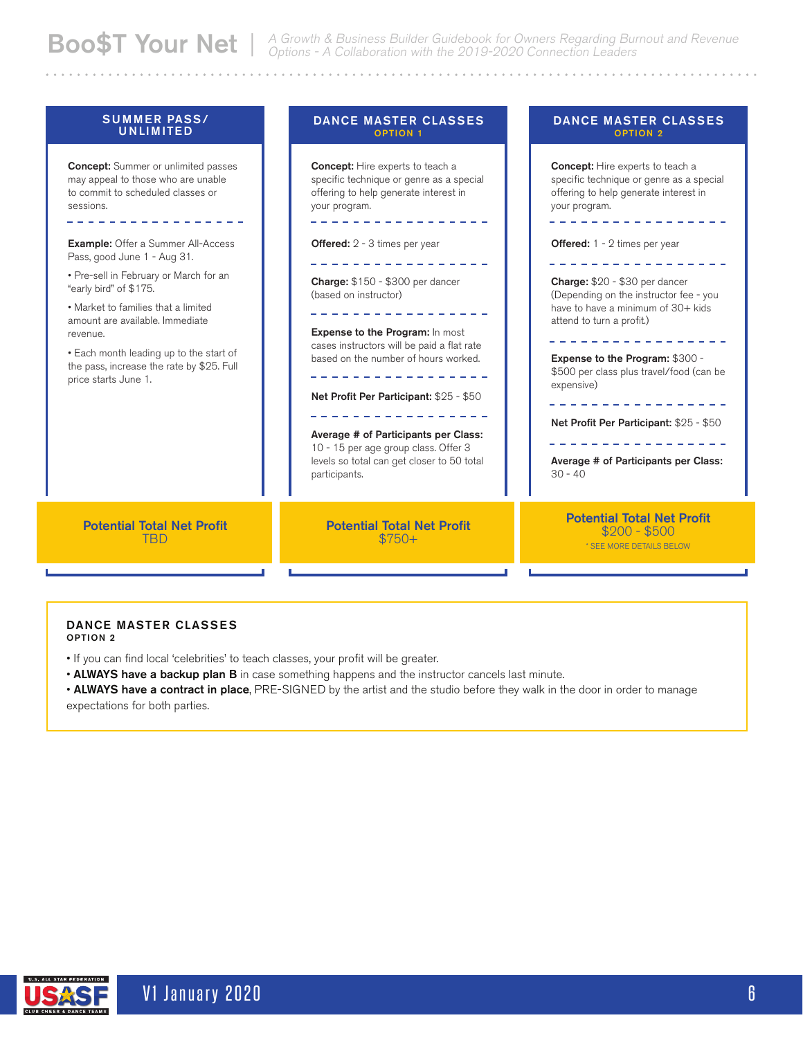## SUMMER PASS/ UNLIMITED

**Concept:** Summer or unlimited passes may appeal to those who are unable to commit to scheduled classes or sessions.

**Example:** Offer a Summer All-Access Pass, good June 1 - Aug 31.

- Pre-sell in February or March for an "early bird" of $175.
- Market to families that a limited amount are available. Immediate revenue.
- Each month leading up to the start of the pass, increase the rate by $25. Full price starts June 1.

**Potential Total Net Profit**
TBD

## DANCE MASTER CLASSES
### OPTION 1

**Concept:** Hire experts to teach a specific technique or genre as a special offering to help generate interest in your program.

**Offered:** 2 - 3 times per year

**Charge:** $150 - $300 per dancer (based on instructor)

**Expense to the Program:** In most cases instructors will be paid a flat rate based on the number of hours worked.

**Net Profit Per Participant:** $25 - $50

**Average # of Participants per Class:** 10 - 15 per age group class. Offer 3 levels so total can get closer to 50 total participants.

**Potential Total Net Profit**
$750+

## DANCE MASTER CLASSES
### OPTION 2

**Concept:** Hire experts to teach a specific technique or genre as a special offering to help generate interest in your program.

**Offered:** 1 - 2 times per year

**Charge:** $20 - $30 per dancer (Depending on the instructor fee - you have to have a minimum of 30+ kids attend to turn a profit.)

**Expense to the Program:** $300 - $500 per class plus travel/food (can be expensive)

**Net Profit Per Participant:** $25 - $50

**Average # of Participants per Class:** 30 - 40

**Potential Total Net Profit**
$200 - $500
* SEE MORE DETAILS BELOW

---

**DANCE MASTER CLASSES**
**OPTION 2**

- If you can find local 'celebrities' to teach classes, your profit will be greater.
- **ALWAYS have a backup plan B** in case something happens and the instructor cancels last minute.
- **ALWAYS have a contract in place**, PRE-SIGNED by the artist and the studio before they walk in the door in order to manage expectations for both parties.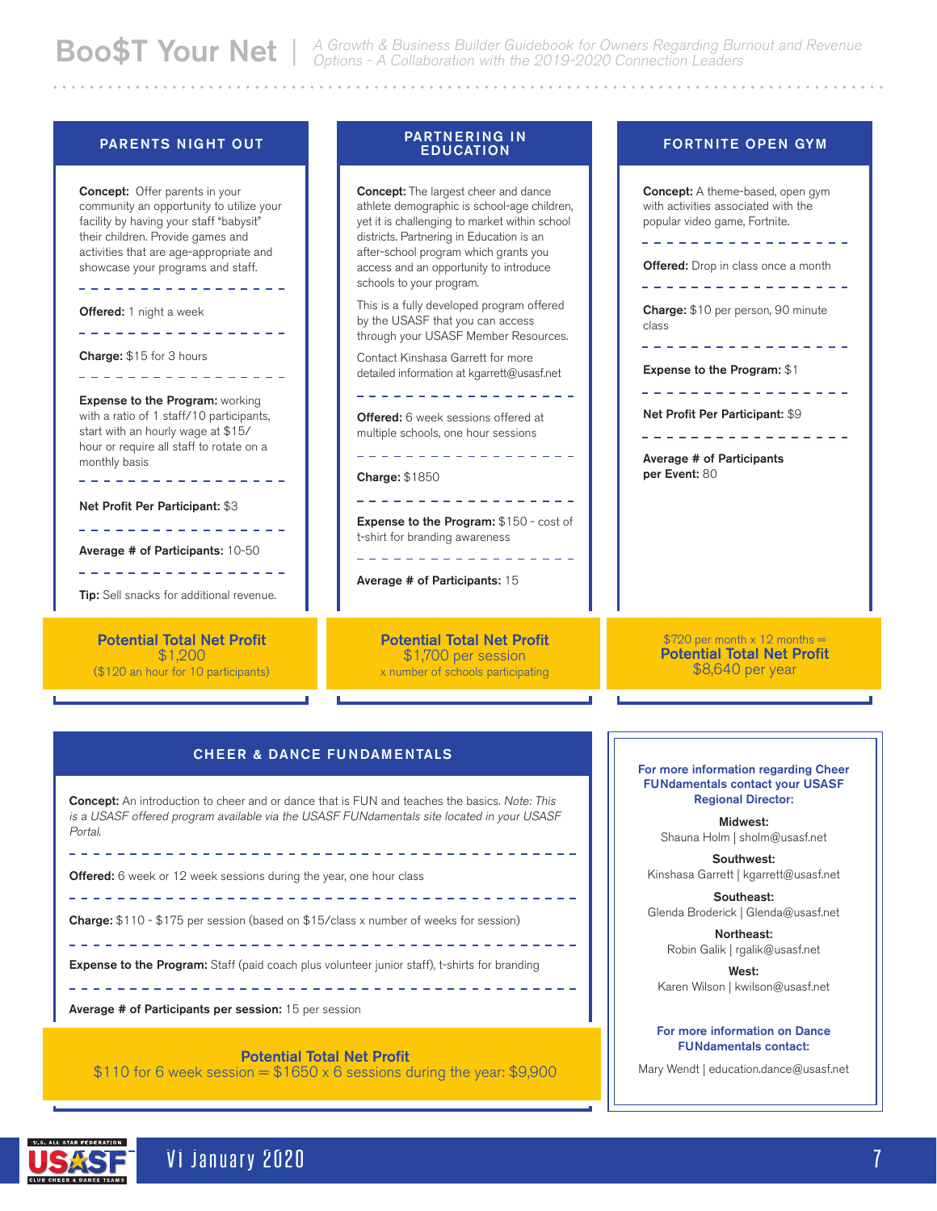## PARENTS NIGHT OUT

**Concept:** Offer parents in your community an opportunity to utilize your facility by having your staff "babysit" their children. Provide games and activities that are age-appropriate and showcase your programs and staff.

**Offered:** 1 night a week

**Charge:** $15 for 3 hours

**Expense to the Program:** working with a ratio of 1 staff/10 participants, start with an hourly wage at $15/hour or require all staff to rotate on a monthly basis

**Net Profit Per Participant:** $3

**Average # of Participants:** 10-50

**Tip:** Sell snacks for additional revenue.

**Potential Total Net Profit**
$1,200
($120 an hour for 10 participants)

## PARTNERING IN EDUCATION

**Concept:** The largest cheer and dance athlete demographic is school-age children, yet it is challenging to market within school districts. Partnering in Education is an after-school program which grants you access and an opportunity to introduce schools to your program.

This is a fully developed program offered by the USASF that you can access through your USASF Member Resources.

Contact Kinshasa Garrett for more detailed information at kgarrett@usasf.net

**Offered:** 6 week sessions offered at multiple schools, one hour sessions

**Charge:** $1850

**Expense to the Program:** $150 - cost of t-shirt for branding awareness

**Average # of Participants:** 15

**Potential Total Net Profit**
$1,700 per session
x number of schools participating

## FORTNITE OPEN GYM

**Concept:** A theme-based, open gym with activities associated with the popular video game, Fortnite.

**Offered:** Drop in class once a month

**Charge:** $10 per person, 90 minute class

**Expense to the Program:** $1

**Net Profit Per Participant:** $9

**Average # of Participants per Event:** 80

$720 per month x 12 months =
**Potential Total Net Profit**
$8,640 per year

## CHEER & DANCE FUNDAMENTALS

**Concept:** An introduction to cheer and or dance that is FUN and teaches the basics. *Note: This is a USASF offered program available via the USASF FUNdamentals site located in your USASF Portal.*

**Offered:** 6 week or 12 week sessions during the year, one hour class

**Charge:** $110 - $175 per session (based on $15/class x number of weeks for session)

**Expense to the Program:** Staff (paid coach plus volunteer junior staff), t-shirts for branding

**Average # of Participants per session:** 15 per session

**Potential Total Net Profit**
$110 for 6 week session = $1650 x 6 sessions during the year: $9,900

**For more information regarding Cheer FUNdamentals contact your USASF Regional Director:**

**Midwest:**
Shauna Holm | sholm@usasf.net

**Southwest:**
Kinshasa Garrett | kgarrett@usasf.net

**Southeast:**
Glenda Broderick | Glenda@usasf.net

**Northeast:**
Robin Galik | rgalik@usasf.net

**West:**
Karen Wilson | kwilson@usasf.net

**For more information on Dance FUNdamentals contact:**

Mary Wendt | education.dance@usasf.net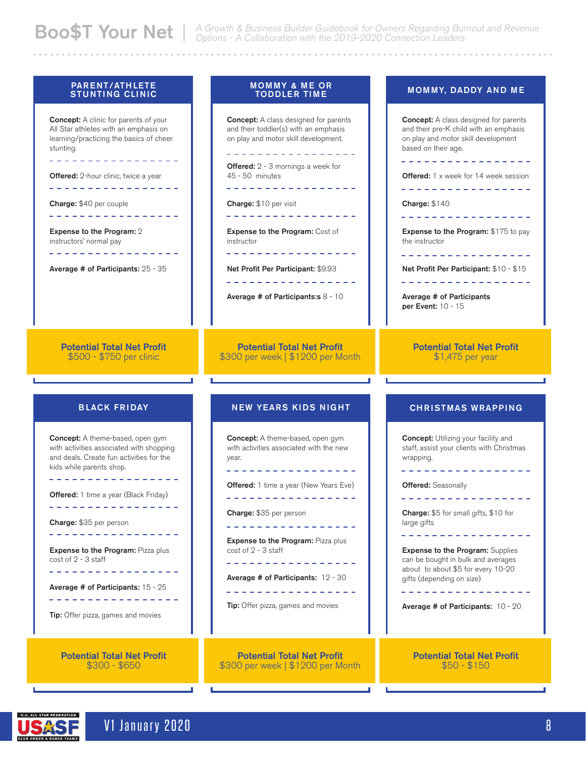## PARENT/ATHLETE STUNTING CLINIC

**Concept:** A clinic for parents of your All Star athletes with an emphasis on learning/practicing the basics of cheer stunting.

**Offered:** 2-hour clinic, twice a year

**Charge:** $40 per couple

**Expense to the Program:** 2 instructors' normal pay

**Average # of Participants:** 25 - 35

**Potential Total Net Profit**
$500 - $750 per clinic

## MOMMY & ME OR TODDLER TIME

**Concept:** A class designed for parents and their toddler(s) with an emphasis on play and motor skill development.

**Offered:** 2 - 3 mornings a week for 45 - 50 minutes

**Charge:** $10 per visit

**Expense to the Program:** Cost of instructor

**Net Profit Per Participant:** $9.93

**Average # of Participants:s** 8 - 10

**Potential Total Net Profit**
$300 per week | $1200 per Month

## MOMMY, DADDY AND ME

**Concept:** A class designed for parents and their pre-K child with an emphasis on play and motor skill development based on their age.

**Offered:** 1 x week for 14 week session

**Charge:** $140

**Expense to the Program:** $175 to pay the instructor

**Net Profit Per Participant:** $10 - $15

**Average # of Participants per Event:** 10 - 15

**Potential Total Net Profit**
$1,475 per year

## BLACK FRIDAY

**Concept:** A theme-based, open gym with activities associated with shopping and deals. Create fun activities for the kids while parents shop.

**Offered:** 1 time a year (Black Friday)

**Charge:** $35 per person

**Expense to the Program:** Pizza plus cost of 2 - 3 staff

**Average # of Participants:** 15 - 25

**Tip:** Offer pizza, games and movies

**Potential Total Net Profit**
$300 - $650

## NEW YEARS KIDS NIGHT

**Concept:** A theme-based, open gym with activities associated with the new year.

**Offered:** 1 time a year (New Years Eve)

**Charge:** $35 per person

**Expense to the Program:** Pizza plus cost of 2 - 3 staff

**Average # of Participants:** 12 - 30

**Tip:** Offer pizza, games and movies

**Potential Total Net Profit**
$300 per week | $1200 per Month

## CHRISTMAS WRAPPING

**Concept:** Utilizing your facility and staff, assist your clients with Christmas wrapping.

**Offered:** Seasonally

**Charge:** $5 for small gifts, $10 for large gifts

**Expense to the Program:** Supplies can be bought in bulk and averages about to about $5 for every 10-20 gifts (depending on size)

**Average # of Participants:** 10 - 20

**Potential Total Net Profit**
$50 - $150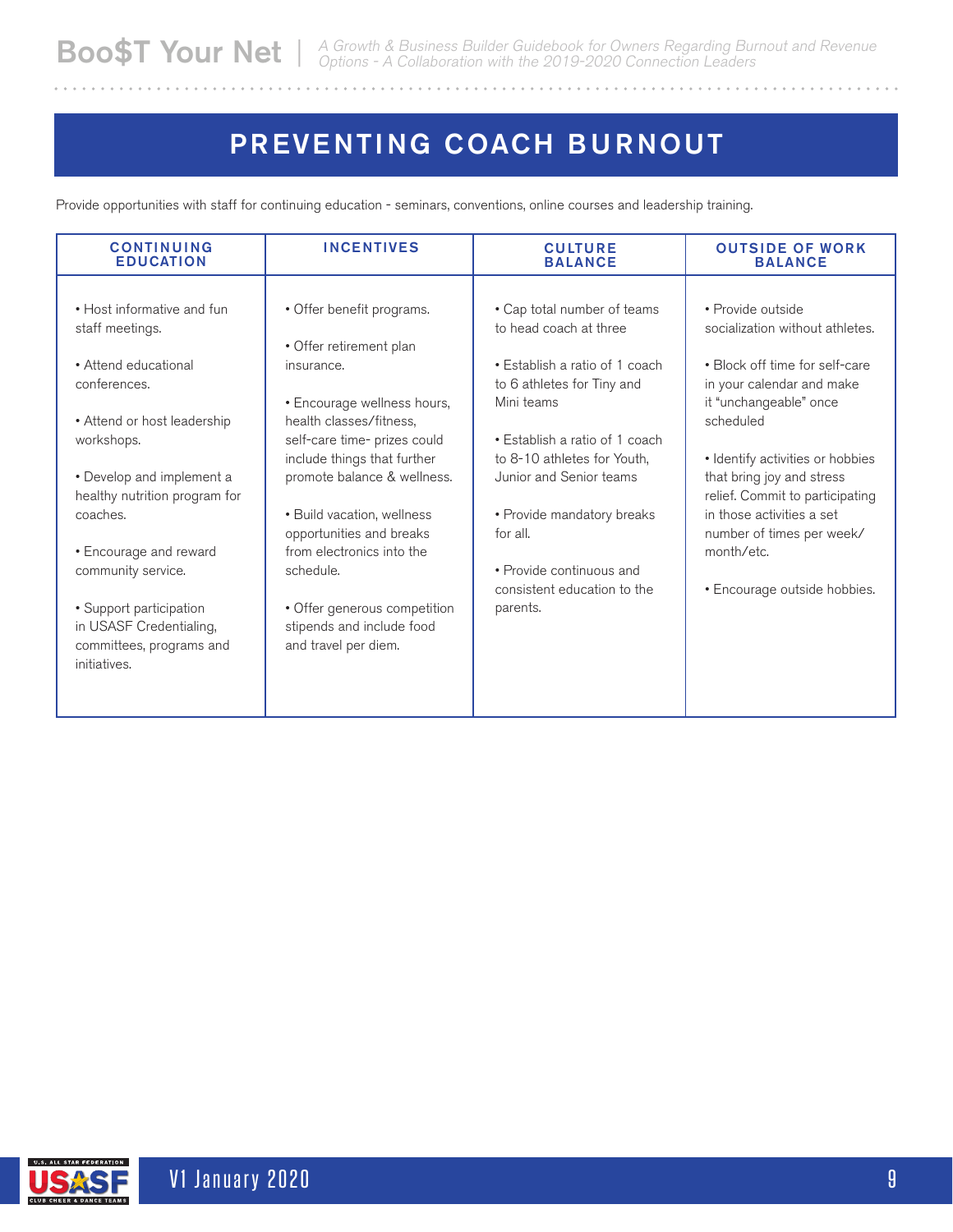# PREVENTING COACH BURNOUT

Provide opportunities with staff for continuing education - seminars, conventions, online courses and leadership training.

| CONTINUING EDUCATION | INCENTIVES | CULTURE BALANCE | OUTSIDE OF WORK BALANCE |
|---|---|---|---|
| • Host informative and fun staff meetings.<br><br>• Attend educational conferences.<br><br>• Attend or host leadership workshops.<br><br>• Develop and implement a healthy nutrition program for coaches.<br><br>• Encourage and reward community service.<br><br>• Support participation in USASF Credentialing, committees, programs and initiatives. | • Offer benefit programs.<br><br>• Offer retirement plan insurance.<br><br>• Encourage wellness hours, health classes/fitness, self-care time- prizes could include things that further promote balance & wellness.<br><br>• Build vacation, wellness opportunities and breaks from electronics into the schedule.<br><br>• Offer generous competition stipends and include food and travel per diem. | • Cap total number of teams to head coach at three<br><br>• Establish a ratio of 1 coach to 6 athletes for Tiny and Mini teams<br><br>• Establish a ratio of 1 coach to 8-10 athletes for Youth, Junior and Senior teams<br><br>• Provide mandatory breaks for all.<br><br>• Provide continuous and consistent education to the parents. | • Provide outside socialization without athletes.<br><br>• Block off time for self-care in your calendar and make it "unchangeable" once scheduled<br><br>• Identify activities or hobbies that bring joy and stress relief. Commit to participating in those activities a set number of times per week/ month/etc.<br><br>• Encourage outside hobbies. |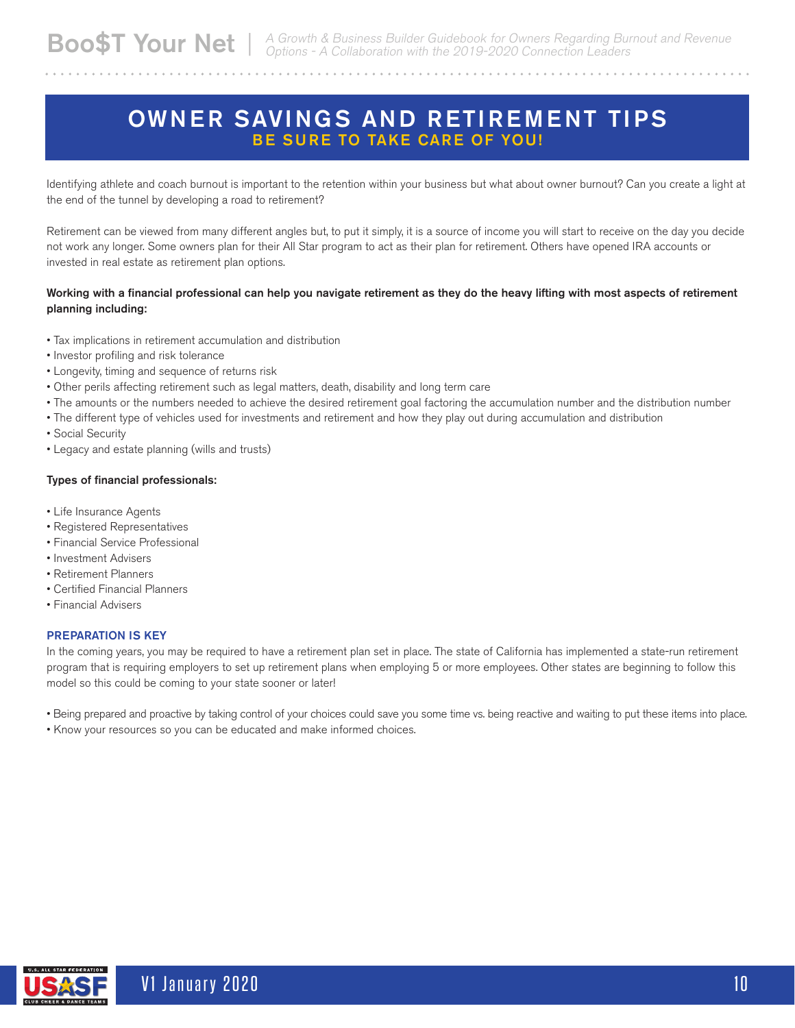# OWNER SAVINGS AND RETIREMENT TIPS

## BE SURE TO TAKE CARE OF YOU!

Identifying athlete and coach burnout is important to the retention within your business but what about owner burnout? Can you create a light at the end of the tunnel by developing a road to retirement?

Retirement can be viewed from many different angles but, to put it simply, it is a source of income you will start to receive on the day you decide not work any longer. Some owners plan for their All Star program to act as their plan for retirement. Others have opened IRA accounts or invested in real estate as retirement plan options.

**Working with a financial professional can help you navigate retirement as they do the heavy lifting with most aspects of retirement planning including:**

- Tax implications in retirement accumulation and distribution
- Investor profiling and risk tolerance
- Longevity, timing and sequence of returns risk
- Other perils affecting retirement such as legal matters, death, disability and long term care
- The amounts or the numbers needed to achieve the desired retirement goal factoring the accumulation number and the distribution number
- The different type of vehicles used for investments and retirement and how they play out during accumulation and distribution
- Social Security
- Legacy and estate planning (wills and trusts)

**Types of financial professionals:**

- Life Insurance Agents
- Registered Representatives
- Financial Service Professional
- Investment Advisers
- Retirement Planners
- Certified Financial Planners
- Financial Advisers

### PREPARATION IS KEY

In the coming years, you may be required to have a retirement plan set in place. The state of California has implemented a state-run retirement program that is requiring employers to set up retirement plans when employing 5 or more employees. Other states are beginning to follow this model so this could be coming to your state sooner or later!

- Being prepared and proactive by taking control of your choices could save you some time vs. being reactive and waiting to put these items into place.
- Know your resources so you can be educated and make informed choices.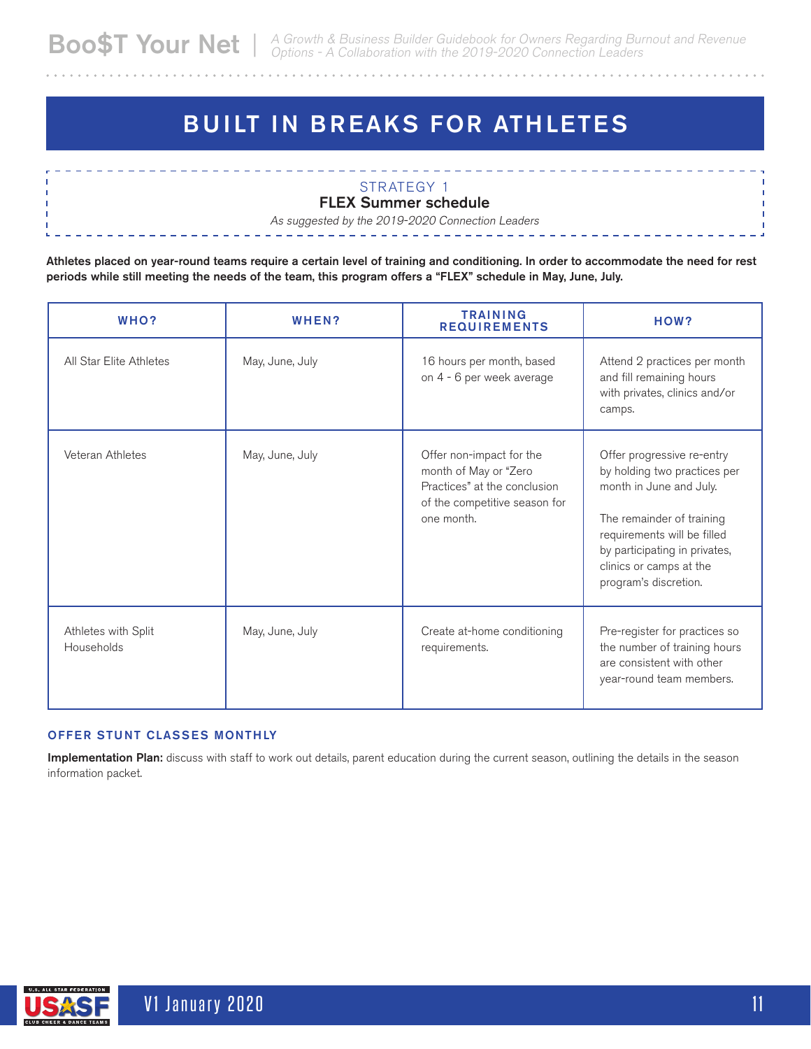# BUILT IN BREAKS FOR ATHLETES

STRATEGY 1

**FLEX Summer schedule**

*As suggested by the 2019-2020 Connection Leaders*

**Athletes placed on year-round teams require a certain level of training and conditioning. In order to accommodate the need for rest periods while still meeting the needs of the team, this program offers a "FLEX" schedule in May, June, July.**

| WHO? | WHEN? | TRAINING REQUIREMENTS | HOW? |
|---|---|---|---|
| All Star Elite Athletes | May, June, July | 16 hours per month, based on 4 - 6 per week average | Attend 2 practices per month and fill remaining hours with privates, clinics and/or camps. |
| Veteran Athletes | May, June, July | Offer non-impact for the month of May or "Zero Practices" at the conclusion of the competitive season for one month. | Offer progressive re-entry by holding two practices per month in June and July.<br><br>The remainder of training requirements will be filled by participating in privates, clinics or camps at the program's discretion. |
| Athletes with Split Households | May, June, July | Create at-home conditioning requirements. | Pre-register for practices so the number of training hours are consistent with other year-round team members. |

### OFFER STUNT CLASSES MONTHLY

**Implementation Plan:** discuss with staff to work out details, parent education during the current season, outlining the details in the season information packet.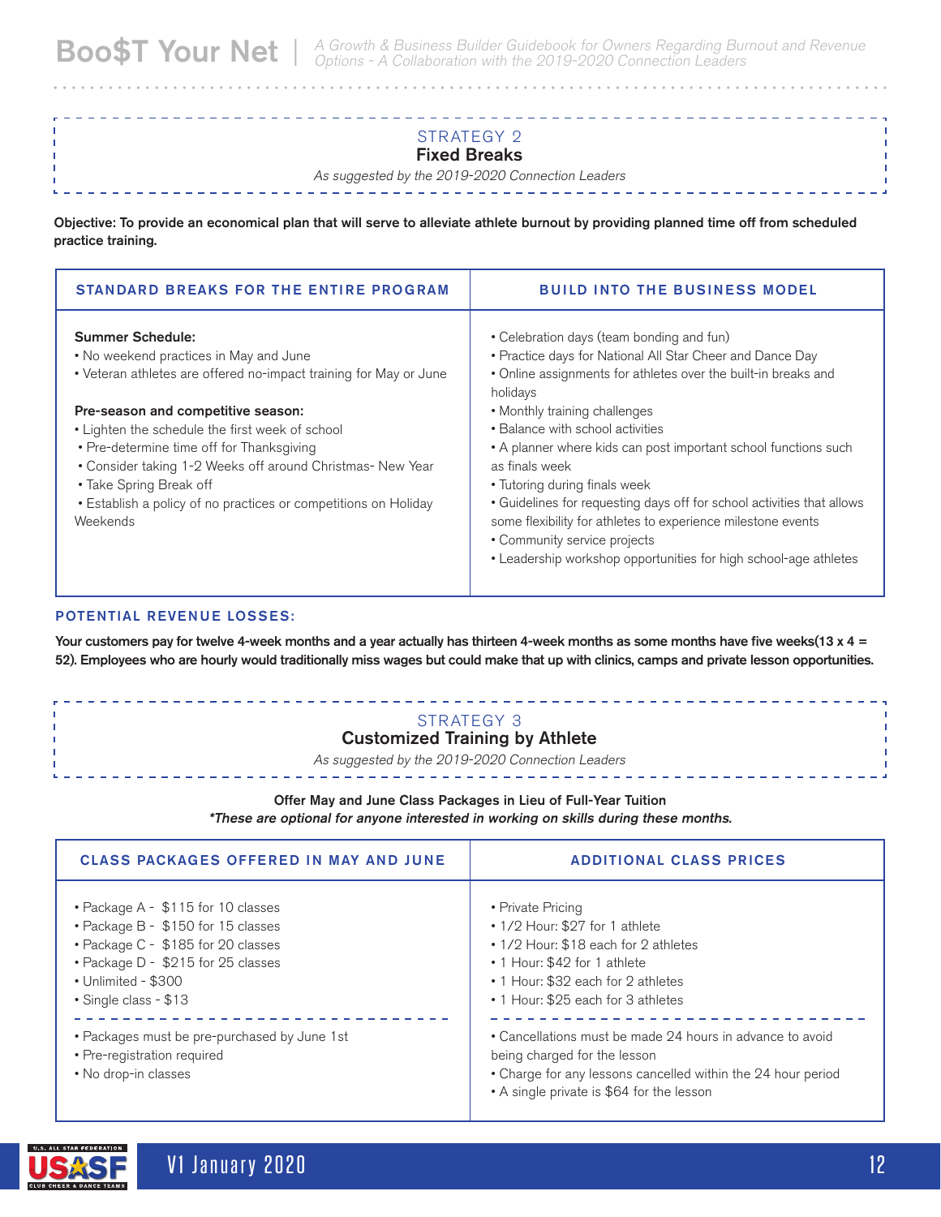## STRATEGY 2
### Fixed Breaks

*As suggested by the 2019-2020 Connection Leaders*

**Objective: To provide an economical plan that will serve to alleviate athlete burnout by providing planned time off from scheduled practice training.**

| STANDARD BREAKS FOR THE ENTIRE PROGRAM | BUILD INTO THE BUSINESS MODEL |
|---|---|
| **Summer Schedule:**<br>• No weekend practices in May and June<br>• Veteran athletes are offered no-impact training for May or June<br><br>**Pre-season and competitive season:**<br>• Lighten the schedule the first week of school<br>• Pre-determine time off for Thanksgiving<br>• Consider taking 1-2 Weeks off around Christmas- New Year<br>• Take Spring Break off<br>• Establish a policy of no practices or competitions on Holiday Weekends | • Celebration days (team bonding and fun)<br>• Practice days for National All Star Cheer and Dance Day<br>• Online assignments for athletes over the built-in breaks and holidays<br>• Monthly training challenges<br>• Balance with school activities<br>• A planner where kids can post important school functions such as finals week<br>• Tutoring during finals week<br>• Guidelines for requesting days off for school activities that allows some flexibility for athletes to experience milestone events<br>• Community service projects<br>• Leadership workshop opportunities for high school-age athletes |

### POTENTIAL REVENUE LOSSES:

**Your customers pay for twelve 4-week months and a year actually has thirteen 4-week months as some months have five weeks(13 x 4 = 52). Employees who are hourly would traditionally miss wages but could make that up with clinics, camps and private lesson opportunities.**

## STRATEGY 3
### Customized Training by Athlete

*As suggested by the 2019-2020 Connection Leaders*

**Offer May and June Class Packages in Lieu of Full-Year Tuition**

***These are optional for anyone interested in working on skills during these months.**

| CLASS PACKAGES OFFERED IN MAY AND JUNE | ADDITIONAL CLASS PRICES |
|---|---|
| • Package A - $115 for 10 classes<br>• Package B - $150 for 15 classes<br>• Package C - $185 for 20 classes<br>• Package D - $215 for 25 classes<br>• Unlimited - $300<br>• Single class - $13 | • Private Pricing<br>• 1/2 Hour: $27 for 1 athlete<br>• 1/2 Hour: $18 each for 2 athletes<br>• 1 Hour: $42 for 1 athlete<br>• 1 Hour: $32 each for 2 athletes<br>• 1 Hour: $25 each for 3 athletes |
| • Packages must be pre-purchased by June 1st<br>• Pre-registration required<br>• No drop-in classes | • Cancellations must be made 24 hours in advance to avoid being charged for the lesson<br>• Charge for any lessons cancelled within the 24 hour period<br>• A single private is $64 for the lesson |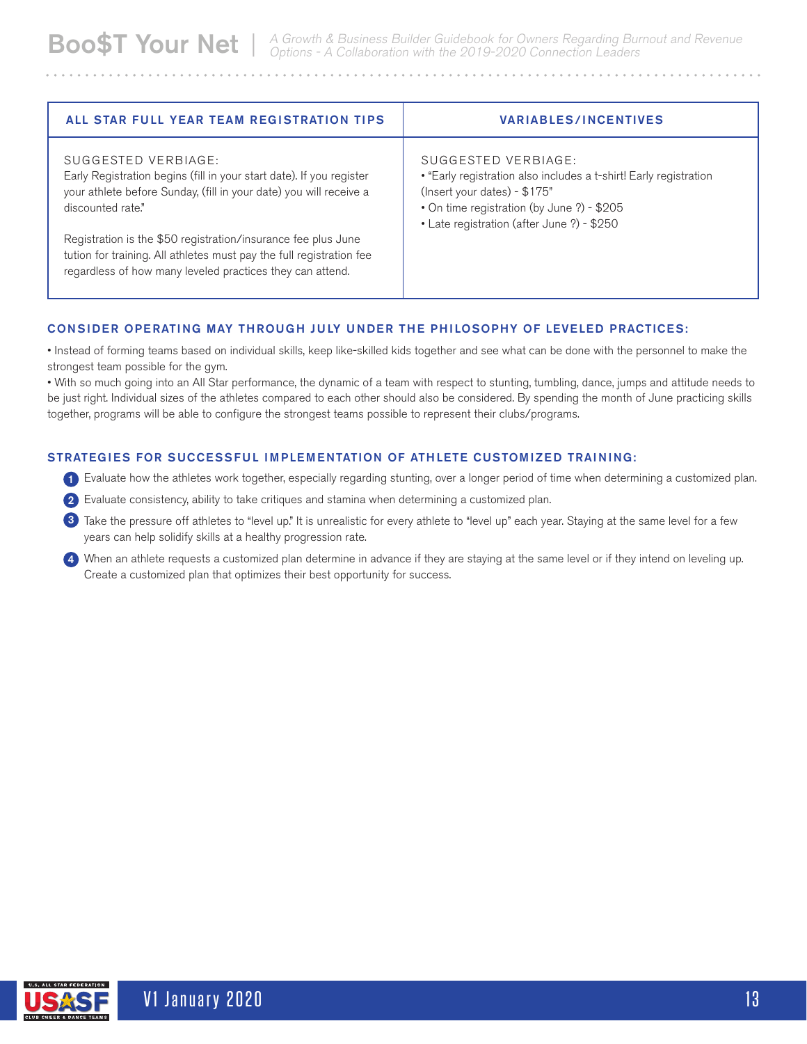| ALL STAR FULL YEAR TEAM REGISTRATION TIPS | VARIABLES/INCENTIVES |
|---|---|
| SUGGESTED VERBIAGE:<br>Early Registration begins (fill in your start date). If you register your athlete before Sunday, (fill in your date) you will receive a discounted rate."<br><br>Registration is the $50 registration/insurance fee plus June tuition for training. All athletes must pay the full registration fee regardless of how many leveled practices they can attend. | SUGGESTED VERBIAGE:<br>• "Early registration also includes a t-shirt! Early registration (Insert your dates) - $175"<br>• On time registration (by June ?) - $205<br>• Late registration (after June ?) - $250 |

### CONSIDER OPERATING MAY THROUGH JULY UNDER THE PHILOSOPHY OF LEVELED PRACTICES:

• Instead of forming teams based on individual skills, keep like-skilled kids together and see what can be done with the personnel to make the strongest team possible for the gym.

• With so much going into an All Star performance, the dynamic of a team with respect to stunting, tumbling, dance, jumps and attitude needs to be just right. Individual sizes of the athletes compared to each other should also be considered. By spending the month of June practicing skills together, programs will be able to configure the strongest teams possible to represent their clubs/programs.

### STRATEGIES FOR SUCCESSFUL IMPLEMENTATION OF ATHLETE CUSTOMIZED TRAINING:

1. Evaluate how the athletes work together, especially regarding stunting, over a longer period of time when determining a customized plan.
2. Evaluate consistency, ability to take critiques and stamina when determining a customized plan.
3. Take the pressure off athletes to "level up." It is unrealistic for every athlete to "level up" each year. Staying at the same level for a few years can help solidify skills at a healthy progression rate.
4. When an athlete requests a customized plan determine in advance if they are staying at the same level or if they intend on leveling up. Create a customized plan that optimizes their best opportunity for success.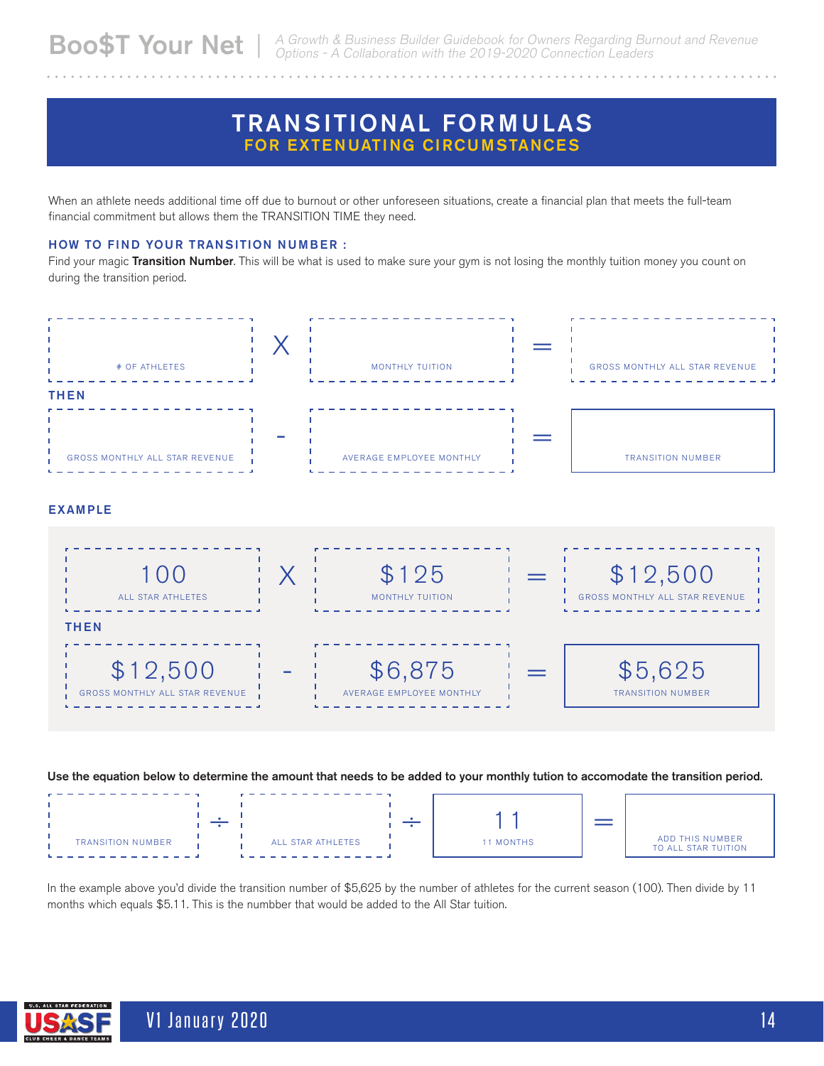# TRANSITIONAL FORMULAS

## FOR EXTENUATING CIRCUMSTANCES

When an athlete needs additional time off due to burnout or other unforeseen situations, create a financial plan that meets the full-team financial commitment but allows them the TRANSITION TIME they need.

### HOW TO FIND YOUR TRANSITION NUMBER :

Find your magic **Transition Number**. This will be what is used to make sure your gym is not losing the monthly tuition money you count on during the transition period.

| | | | | |
|---|---|---|---|---|
| # OF ATHLETES | X | MONTHLY TUITION | = | GROSS MONTHLY ALL STAR REVENUE |

**THEN**

| | | | | |
|---|---|---|---|---|
| GROSS MONTHLY ALL STAR REVENUE | - | AVERAGE EMPLOYEE MONTHLY | = | TRANSITION NUMBER |

### EXAMPLE

| | | | | |
|---|---|---|---|---|
| 100<br>ALL STAR ATHLETES | X | $125<br>MONTHLY TUITION | = | $12,500<br>GROSS MONTHLY ALL STAR REVENUE |

**THEN**

| | | | | |
|---|---|---|---|---|
| $12,500<br>GROSS MONTHLY ALL STAR REVENUE | - | $6,875<br>AVERAGE EMPLOYEE MONTHLY | = | $5,625<br>TRANSITION NUMBER |

**Use the equation below to determine the amount that needs to be added to your monthly tution to accomodate the transition period.**

| | | | | | | |
|---|---|---|---|---|---|---|
| TRANSITION NUMBER | ÷ | ALL STAR ATHLETES | ÷ | 11<br>11 MONTHS | = | ADD THIS NUMBER TO ALL STAR TUITION |

In the example above you'd divide the transition number of $5,625 by the number of athletes for the current season (100). Then divide by 11 months which equals $5.11. This is the numbber that would be added to the All Star tuition.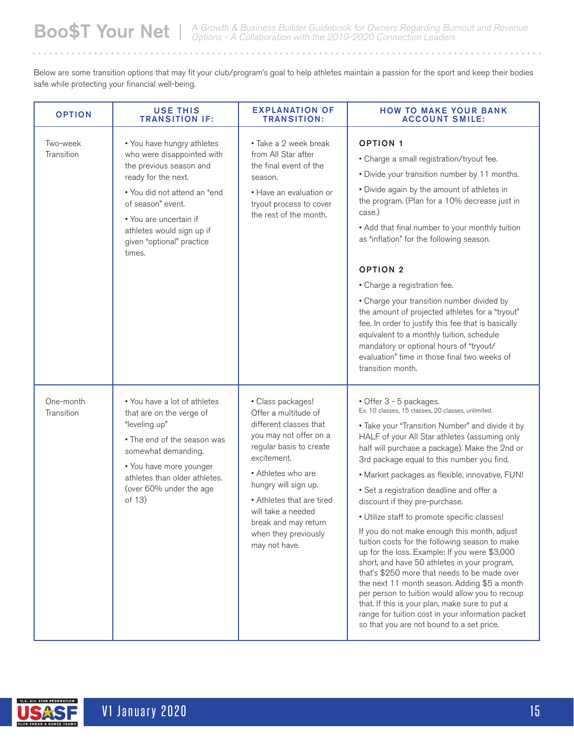Below are some transition options that may fit your club/program's goal to help athletes maintain a passion for the sport and keep their bodies safe while protecting your financial well-being.

| OPTION | USE THIS TRANSITION IF: | EXPLANATION OF TRANSITION: | HOW TO MAKE YOUR BANK ACCOUNT SMILE: |
|---|---|---|---|
| Two-week Transition | • You have hungry athletes who were disappointed with the previous season and ready for the next.<br>• You did not attend an "end of season" event.<br>• You are uncertain if athletes would sign up if given "optional" practice times. | • Take a 2 week break from All Star after the final event of the season.<br>• Have an evaluation or tryout process to cover the rest of the month. | **OPTION 1**<br>• Charge a small registration/tryout fee.<br>• Divide your transition number by 11 months.<br>• Divide again by the amount of athletes in the program. (Plan for a 10% decrease just in case.)<br>• Add that final number to your monthly tuition as "inflation" for the following season.<br><br>**OPTION 2**<br>• Charge a registration fee.<br>• Charge your transition number divided by the amount of projected athletes for a "tryout" fee. In order to justify this fee that is basically equivalent to a monthly tuition, schedule mandatory or optional hours of "tryout/evaluation" time in those final two weeks of transition month. |
| One-month Transition | • You have a lot of athletes that are on the verge of "leveling up"<br>• The end of the season was somewhat demanding.<br>• You have more younger athletes than older athletes. (over 60% under the age of 13) | • Class packages! Offer a multitude of different classes that you may not offer on a regular basis to create excitement.<br>• Athletes who are hungry will sign up.<br>• Athletes that are tired will take a needed break and may return when they previously may not have. | • Offer 3 - 5 packages. Ex. 10 classes, 15 classes, 20 classes, unlimited.<br>• Take your "Transition Number" and divide it by HALF of your All Star athletes (assuming only half will purchase a package). Make the 2nd or 3rd package equal to this number you find.<br>• Market packages as flexible, innovative, FUN!<br>• Set a registration deadline and offer a discount if they pre-purchase.<br>• Utilize staff to promote specific classes!<br>If you do not make enough this month, adjust tuition costs for the following season to make up for the loss. Example: If you were $3,000 short, and have 50 athletes in your program, that's $250 more that needs to be made over the next 11 month season. Adding $5 a month per person to tuition would allow you to recoup that. If this is your plan, make sure to put a range for tuition cost in your information packet so that you are not bound to a set price. |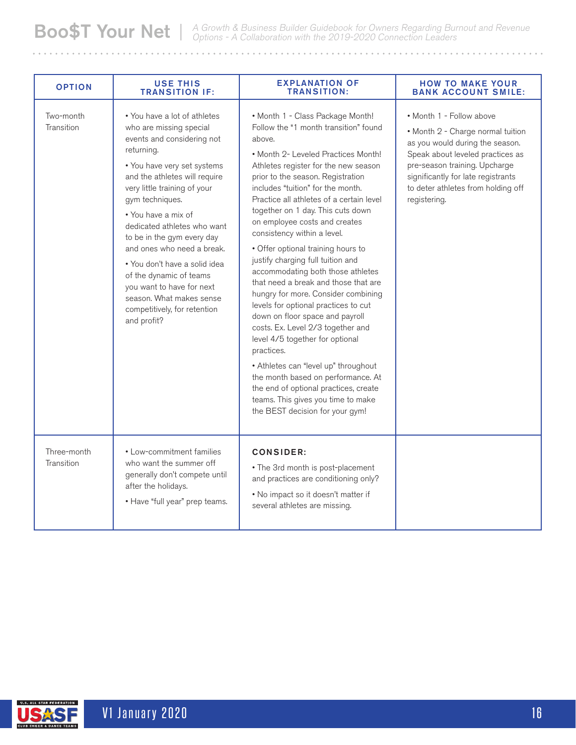| OPTION | USE THIS TRANSITION IF: | EXPLANATION OF TRANSITION: | HOW TO MAKE YOUR BANK ACCOUNT SMILE: |
|---|---|---|---|
| Two-month Transition | • You have a lot of athletes who are missing special events and considering not returning.<br>• You have very set systems and the athletes will require very little training of your gym techniques.<br>• You have a mix of dedicated athletes who want to be in the gym every day and ones who need a break.<br>• You don't have a solid idea of the dynamic of teams you want to have for next season. What makes sense competitively, for retention and profit? | • Month 1 - Class Package Month! Follow the "1 month transition" found above.<br>• Month 2- Leveled Practices Month! Athletes register for the new season prior to the season. Registration includes "tuition" for the month. Practice all athletes of a certain level together on 1 day. This cuts down on employee costs and creates consistency within a level.<br>• Offer optional training hours to justify charging full tuition and accommodating both those athletes that need a break and those that are hungry for more. Consider combining levels for optional practices to cut down on floor space and payroll costs. Ex. Level 2/3 together and level 4/5 together for optional practices.<br>• Athletes can "level up" throughout the month based on performance. At the end of optional practices, create teams. This gives you time to make the BEST decision for your gym! | • Month 1 - Follow above<br>• Month 2 - Charge normal tuition as you would during the season. Speak about leveled practices as pre-season training. Upcharge significantly for late registrants to deter athletes from holding off registering. |
| Three-month Transition | • Low-commitment families who want the summer off generally don't compete until after the holidays.<br>• Have "full year" prep teams. | **CONSIDER:**<br>• The 3rd month is post-placement and practices are conditioning only?<br>• No impact so it doesn't matter if several athletes are missing. | |